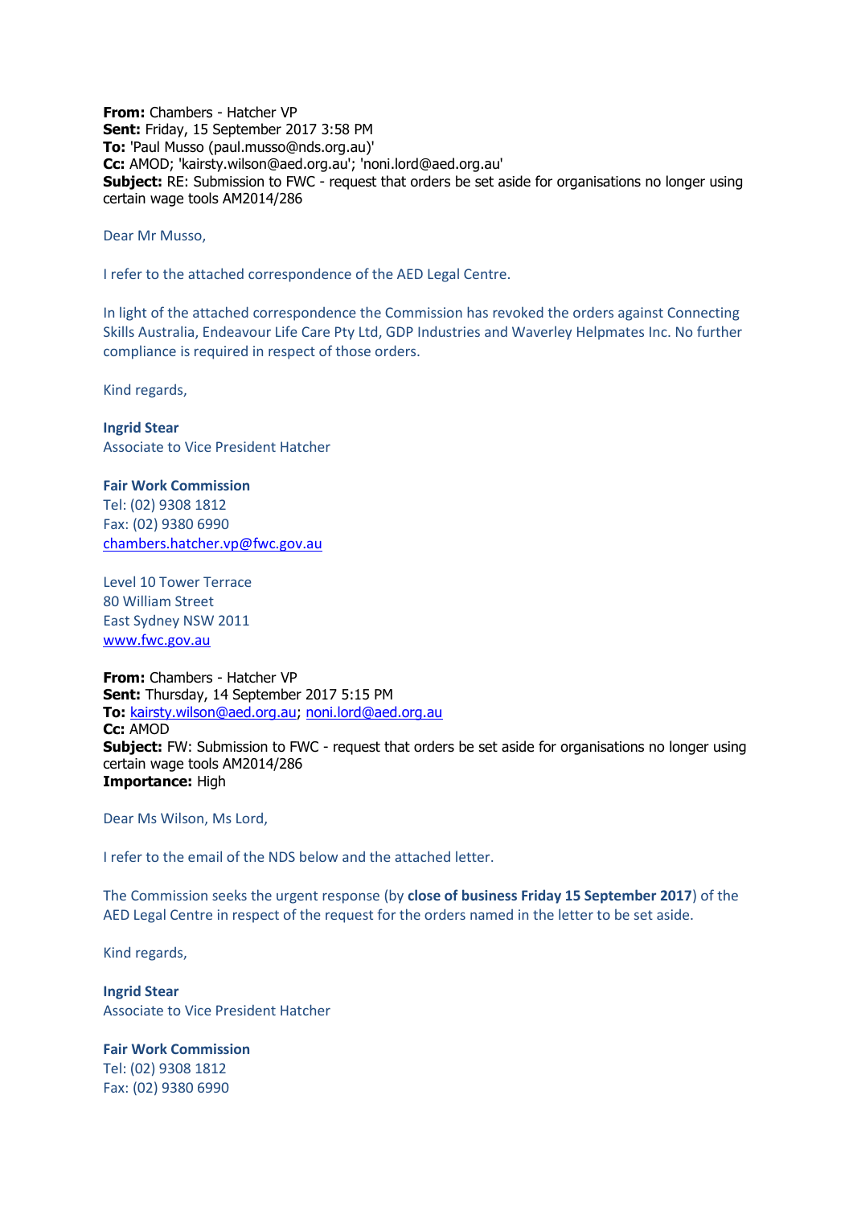**From:** Chambers - Hatcher VP
**Sent:** Friday, 15 September 2017 3:58 PM
**To:** 'Paul Musso (paul.musso@nds.org.au)'
**Cc:** AMOD; 'kairsty.wilson@aed.org.au'; 'noni.lord@aed.org.au'
**Subject:** RE: Submission to FWC - request that orders be set aside for organisations no longer using certain wage tools AM2014/286

Dear Mr Musso,

I refer to the attached correspondence of the AED Legal Centre.

In light of the attached correspondence the Commission has revoked the orders against Connecting Skills Australia, Endeavour Life Care Pty Ltd, GDP Industries and Waverley Helpmates Inc. No further compliance is required in respect of those orders.

Kind regards,

**Ingrid Stear**
Associate to Vice President Hatcher

**Fair Work Commission**
Tel: (02) 9308 1812
Fax: (02) 9380 6990
chambers.hatcher.vp@fwc.gov.au

Level 10 Tower Terrace
80 William Street
East Sydney NSW 2011
www.fwc.gov.au

**From:** Chambers - Hatcher VP
**Sent:** Thursday, 14 September 2017 5:15 PM
**To:** kairsty.wilson@aed.org.au; noni.lord@aed.org.au
**Cc:** AMOD
**Subject:** FW: Submission to FWC - request that orders be set aside for organisations no longer using certain wage tools AM2014/286
**Importance:** High

Dear Ms Wilson, Ms Lord,

I refer to the email of the NDS below and the attached letter.

The Commission seeks the urgent response (by **close of business Friday 15 September 2017**) of the AED Legal Centre in respect of the request for the orders named in the letter to be set aside.

Kind regards,

**Ingrid Stear**
Associate to Vice President Hatcher

**Fair Work Commission**
Tel: (02) 9308 1812
Fax: (02) 9380 6990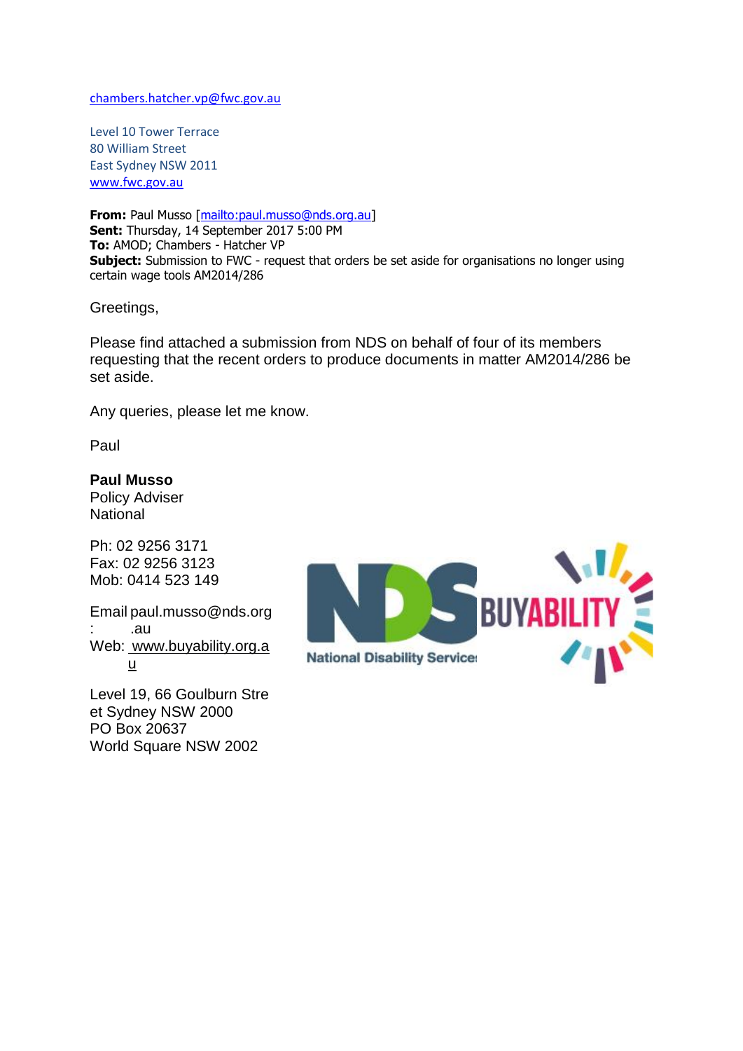chambers.hatcher.vp@fwc.gov.au

Level 10 Tower Terrace
80 William Street
East Sydney NSW 2011
www.fwc.gov.au

**From:** Paul Musso [mailto:paul.musso@nds.org.au]
**Sent:** Thursday, 14 September 2017 5:00 PM
**To:** AMOD; Chambers - Hatcher VP
**Subject:** Submission to FWC - request that orders be set aside for organisations no longer using certain wage tools AM2014/286

Greetings,

Please find attached a submission from NDS on behalf of four of its members requesting that the recent orders to produce documents in matter AM2014/286 be set aside.

Any queries, please let me know.

Paul

**Paul Musso**
Policy Adviser
National

Ph: 02 9256 3171
Fax: 02 9256 3123
Mob: 0414 523 149

Email: paul.musso@nds.org.au
Web: www.buyability.org.au

Level 19, 66 Goulburn Street Sydney NSW 2000
PO Box 20637
World Square NSW 2002

National Disability Services

BUYABILITY